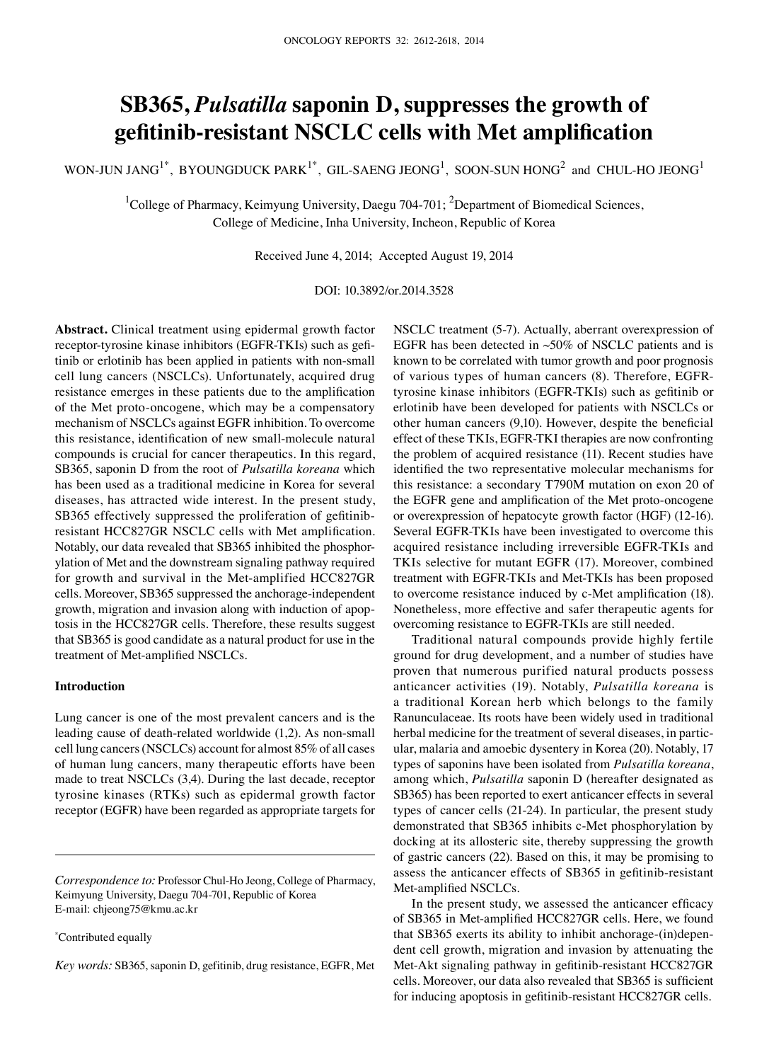# SB365, *Pulsatilla* saponin D, suppresses the growth of gefitinib-resistant NSCLC cells with Met amplification

WON-JUN JANG[1*], BYOUNGDUCK PARK[1*], GIL-SAENG JEONG[1], SOON-SUN HONG[2] and CHUL-HO JEONG[1]

[1]College of Pharmacy, Keimyung University, Daegu 704-701; [2]Department of Biomedical Sciences, College of Medicine, Inha University, Incheon, Republic of Korea

Received June 4, 2014; Accepted August 19, 2014

DOI: 10.3892/or.2014.3528

**Abstract.** Clinical treatment using epidermal growth factor receptor-tyrosine kinase inhibitors (EGFR-TKIs) such as gefitinib or erlotinib has been applied in patients with non-small cell lung cancers (NSCLCs). Unfortunately, acquired drug resistance emerges in these patients due to the amplification of the Met proto-oncogene, which may be a compensatory mechanism of NSCLCs against EGFR inhibition. To overcome this resistance, identification of new small-molecule natural compounds is crucial for cancer therapeutics. In this regard, SB365, saponin D from the root of *Pulsatilla koreana* which has been used as a traditional medicine in Korea for several diseases, has attracted wide interest. In the present study, SB365 effectively suppressed the proliferation of gefitinib-resistant HCC827GR NSCLC cells with Met amplification. Notably, our data revealed that SB365 inhibited the phosphorylation of Met and the downstream signaling pathway required for growth and survival in the Met-amplified HCC827GR cells. Moreover, SB365 suppressed the anchorage-independent growth, migration and invasion along with induction of apoptosis in the HCC827GR cells. Therefore, these results suggest that SB365 is good candidate as a natural product for use in the treatment of Met-amplified NSCLCs.

## Introduction

Lung cancer is one of the most prevalent cancers and is the leading cause of death-related worldwide (1,2). As non-small cell lung cancers (NSCLCs) account for almost 85% of all cases of human lung cancers, many therapeutic efforts have been made to treat NSCLCs (3,4). During the last decade, receptor tyrosine kinases (RTKs) such as epidermal growth factor receptor (EGFR) have been regarded as appropriate targets for NSCLC treatment (5-7). Actually, aberrant overexpression of EGFR has been detected in ~50% of NSCLC patients and is known to be correlated with tumor growth and poor prognosis of various types of human cancers (8). Therefore, EGFR-tyrosine kinase inhibitors (EGFR-TKIs) such as gefitinib or erlotinib have been developed for patients with NSCLCs or other human cancers (9,10). However, despite the beneficial effect of these TKIs, EGFR-TKI therapies are now confronting the problem of acquired resistance (11). Recent studies have identified the two representative molecular mechanisms for this resistance: a secondary T790M mutation on exon 20 of the EGFR gene and amplification of the Met proto-oncogene or overexpression of hepatocyte growth factor (HGF) (12-16). Several EGFR-TKIs have been investigated to overcome this acquired resistance including irreversible EGFR-TKIs and TKIs selective for mutant EGFR (17). Moreover, combined treatment with EGFR-TKIs and Met-TKIs has been proposed to overcome resistance induced by c-Met amplification (18). Nonetheless, more effective and safer therapeutic agents for overcoming resistance to EGFR-TKIs are still needed.

Traditional natural compounds provide highly fertile ground for drug development, and a number of studies have proven that numerous purified natural products possess anticancer activities (19). Notably, *Pulsatilla koreana* is a traditional Korean herb which belongs to the family Ranunculaceae. Its roots have been widely used in traditional herbal medicine for the treatment of several diseases, in particular, malaria and amoebic dysentery in Korea (20). Notably, 17 types of saponins have been isolated from *Pulsatilla koreana*, among which, *Pulsatilla* saponin D (hereafter designated as SB365) has been reported to exert anticancer effects in several types of cancer cells (21-24). In particular, the present study demonstrated that SB365 inhibits c-Met phosphorylation by docking at its allosteric site, thereby suppressing the growth of gastric cancers (22). Based on this, it may be promising to assess the anticancer effects of SB365 in gefitinib-resistant Met-amplified NSCLCs.

In the present study, we assessed the anticancer efficacy of SB365 in Met-amplified HCC827GR cells. Here, we found that SB365 exerts its ability to inhibit anchorage-(in)dependent cell growth, migration and invasion by attenuating the Met-Akt signaling pathway in gefitinib-resistant HCC827GR cells. Moreover, our data also revealed that SB365 is sufficient for inducing apoptosis in gefitinib-resistant HCC827GR cells.

*Correspondence to:* Professor Chul-Ho Jeong, College of Pharmacy, Keimyung University, Daegu 704-701, Republic of Korea
E-mail: chjeong75@kmu.ac.kr

*Contributed equally

*Key words:* SB365, saponin D, gefitinib, drug resistance, EGFR, Met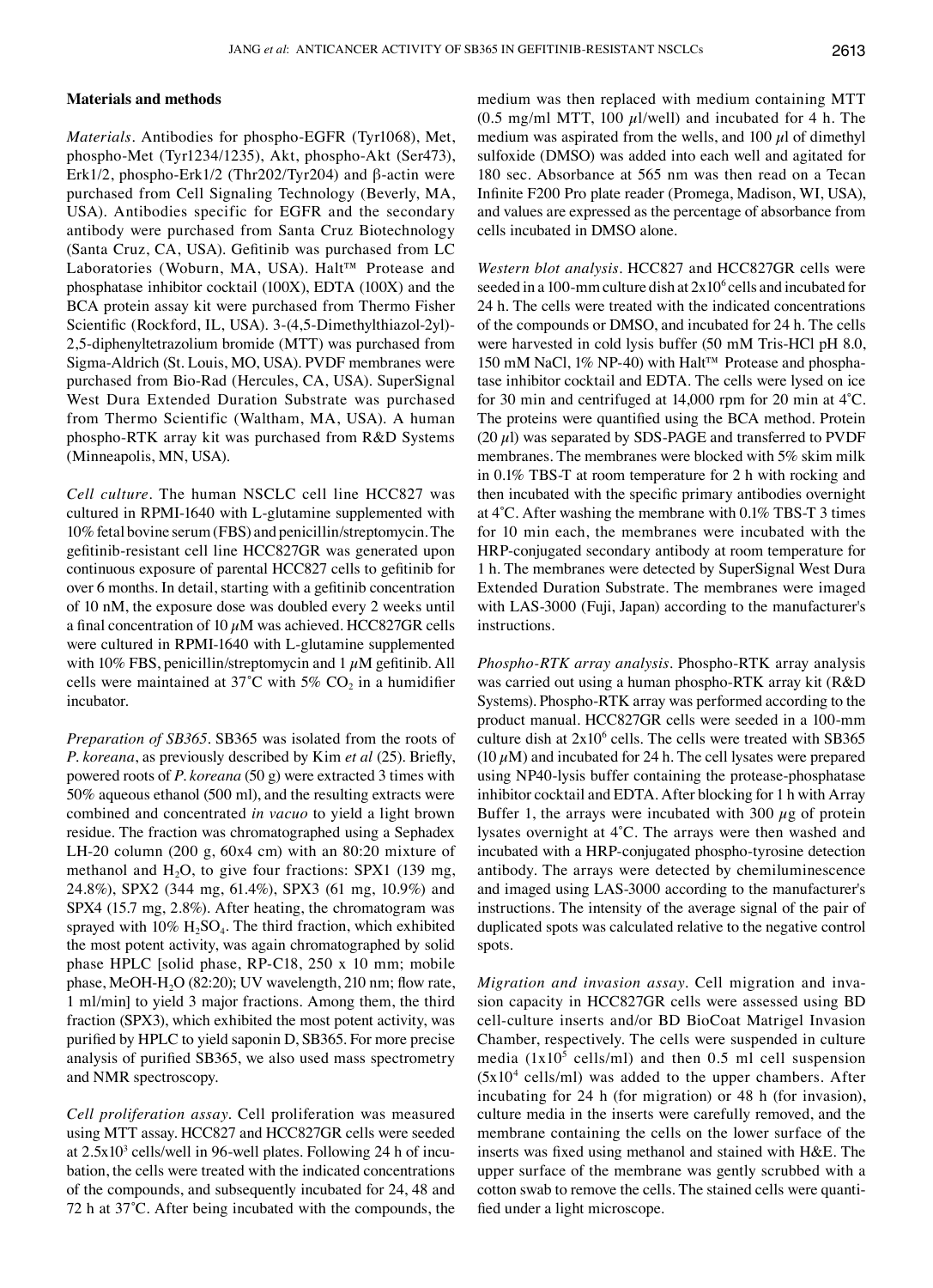## Materials and methods

*Materials.* Antibodies for phospho-EGFR (Tyr1068), Met, phospho-Met (Tyr1234/1235), Akt, phospho-Akt (Ser473), Erk1/2, phospho-Erk1/2 (Thr202/Tyr204) and β-actin were purchased from Cell Signaling Technology (Beverly, MA, USA). Antibodies specific for EGFR and the secondary antibody were purchased from Santa Cruz Biotechnology (Santa Cruz, CA, USA). Gefitinib was purchased from LC Laboratories (Woburn, MA, USA). Halt™ Protease and phosphatase inhibitor cocktail (100X), EDTA (100X) and the BCA protein assay kit were purchased from Thermo Fisher Scientific (Rockford, IL, USA). 3-(4,5-Dimethylthiazol-2yl)-2,5-diphenyltetrazolium bromide (MTT) was purchased from Sigma-Aldrich (St. Louis, MO, USA). PVDF membranes were purchased from Bio-Rad (Hercules, CA, USA). SuperSignal West Dura Extended Duration Substrate was purchased from Thermo Scientific (Waltham, MA, USA). A human phospho-RTK array kit was purchased from R&D Systems (Minneapolis, MN, USA).

*Cell culture.* The human NSCLC cell line HCC827 was cultured in RPMI-1640 with L-glutamine supplemented with 10% fetal bovine serum (FBS) and penicillin/streptomycin. The gefitinib-resistant cell line HCC827GR was generated upon continuous exposure of parental HCC827 cells to gefitinib for over 6 months. In detail, starting with a gefitinib concentration of 10 nM, the exposure dose was doubled every 2 weeks until a final concentration of 10 $\mu$M was achieved. HCC827GR cells were cultured in RPMI-1640 with L-glutamine supplemented with 10% FBS, penicillin/streptomycin and 1 $\mu$M gefitinib. All cells were maintained at 37˚C with 5% $CO_2$ in a humidifier incubator.

*Preparation of SB365.* SB365 was isolated from the roots of *P. koreana*, as previously described by Kim *et al* (25). Briefly, powered roots of *P. koreana* (50 g) were extracted 3 times with 50% aqueous ethanol (500 ml), and the resulting extracts were combined and concentrated *in vacuo* to yield a light brown residue. The fraction was chromatographed using a Sephadex LH-20 column (200 g, 60x4 cm) with an 80:20 mixture of methanol and $H_2O$, to give four fractions: SPX1 (139 mg, 24.8%), SPX2 (344 mg, 61.4%), SPX3 (61 mg, 10.9%) and SPX4 (15.7 mg, 2.8%). After heating, the chromatogram was sprayed with 10% $H_2SO_4$. The third fraction, which exhibited the most potent activity, was again chromatographed by solid phase HPLC [solid phase, RP-C18, 250 x 10 mm; mobile phase, MeOH-$H_2O$ (82:20); UV wavelength, 210 nm; flow rate, 1 ml/min] to yield 3 major fractions. Among them, the third fraction (SPX3), which exhibited the most potent activity, was purified by HPLC to yield saponin D, SB365. For more precise analysis of purified SB365, we also used mass spectrometry and NMR spectroscopy.

*Cell proliferation assay.* Cell proliferation was measured using MTT assay. HCC827 and HCC827GR cells were seeded at $2.5x10^3$ cells/well in 96-well plates. Following 24 h of incubation, the cells were treated with the indicated concentrations of the compounds, and subsequently incubated for 24, 48 and 72 h at 37˚C. After being incubated with the compounds, the medium was then replaced with medium containing MTT (0.5 mg/ml MTT, 100 $\mu$l/well) and incubated for 4 h. The medium was aspirated from the wells, and 100 $\mu$l of dimethyl sulfoxide (DMSO) was added into each well and agitated for 180 sec. Absorbance at 565 nm was then read on a Tecan Infinite F200 Pro plate reader (Promega, Madison, WI, USA), and values are expressed as the percentage of absorbance from cells incubated in DMSO alone.

*Western blot analysis.* HCC827 and HCC827GR cells were seeded in a 100-mm culture dish at $2x10^6$ cells and incubated for 24 h. The cells were treated with the indicated concentrations of the compounds or DMSO, and incubated for 24 h. The cells were harvested in cold lysis buffer (50 mM Tris-HCl pH 8.0, 150 mM NaCl, 1% NP-40) with Halt™ Protease and phosphatase inhibitor cocktail and EDTA. The cells were lysed on ice for 30 min and centrifuged at 14,000 rpm for 20 min at 4˚C. The proteins were quantified using the BCA method. Protein (20 $\mu$l) was separated by SDS-PAGE and transferred to PVDF membranes. The membranes were blocked with 5% skim milk in 0.1% TBS-T at room temperature for 2 h with rocking and then incubated with the specific primary antibodies overnight at 4˚C. After washing the membrane with 0.1% TBS-T 3 times for 10 min each, the membranes were incubated with the HRP-conjugated secondary antibody at room temperature for 1 h. The membranes were detected by SuperSignal West Dura Extended Duration Substrate. The membranes were imaged with LAS-3000 (Fuji, Japan) according to the manufacturer's instructions.

*Phospho-RTK array analysis.* Phospho-RTK array analysis was carried out using a human phospho-RTK array kit (R&D Systems). Phospho-RTK array was performed according to the product manual. HCC827GR cells were seeded in a 100-mm culture dish at $2x10^6$ cells. The cells were treated with SB365 (10 $\mu$M) and incubated for 24 h. The cell lysates were prepared using NP40-lysis buffer containing the protease-phosphatase inhibitor cocktail and EDTA. After blocking for 1 h with Array Buffer 1, the arrays were incubated with 300 $\mu$g of protein lysates overnight at 4˚C. The arrays were then washed and incubated with a HRP-conjugated phospho-tyrosine detection antibody. The arrays were detected by chemiluminescence and imaged using LAS-3000 according to the manufacturer's instructions. The intensity of the average signal of the pair of duplicated spots was calculated relative to the negative control spots.

*Migration and invasion assay.* Cell migration and invasion capacity in HCC827GR cells were assessed using BD cell-culture inserts and/or BD BioCoat Matrigel Invasion Chamber, respectively. The cells were suspended in culture media ($1x10^5$ cells/ml) and then 0.5 ml cell suspension ($5x10^4$ cells/ml) was added to the upper chambers. After incubating for 24 h (for migration) or 48 h (for invasion), culture media in the inserts were carefully removed, and the membrane containing the cells on the lower surface of the inserts was fixed using methanol and stained with H&E. The upper surface of the membrane was gently scrubbed with a cotton swab to remove the cells. The stained cells were quantified under a light microscope.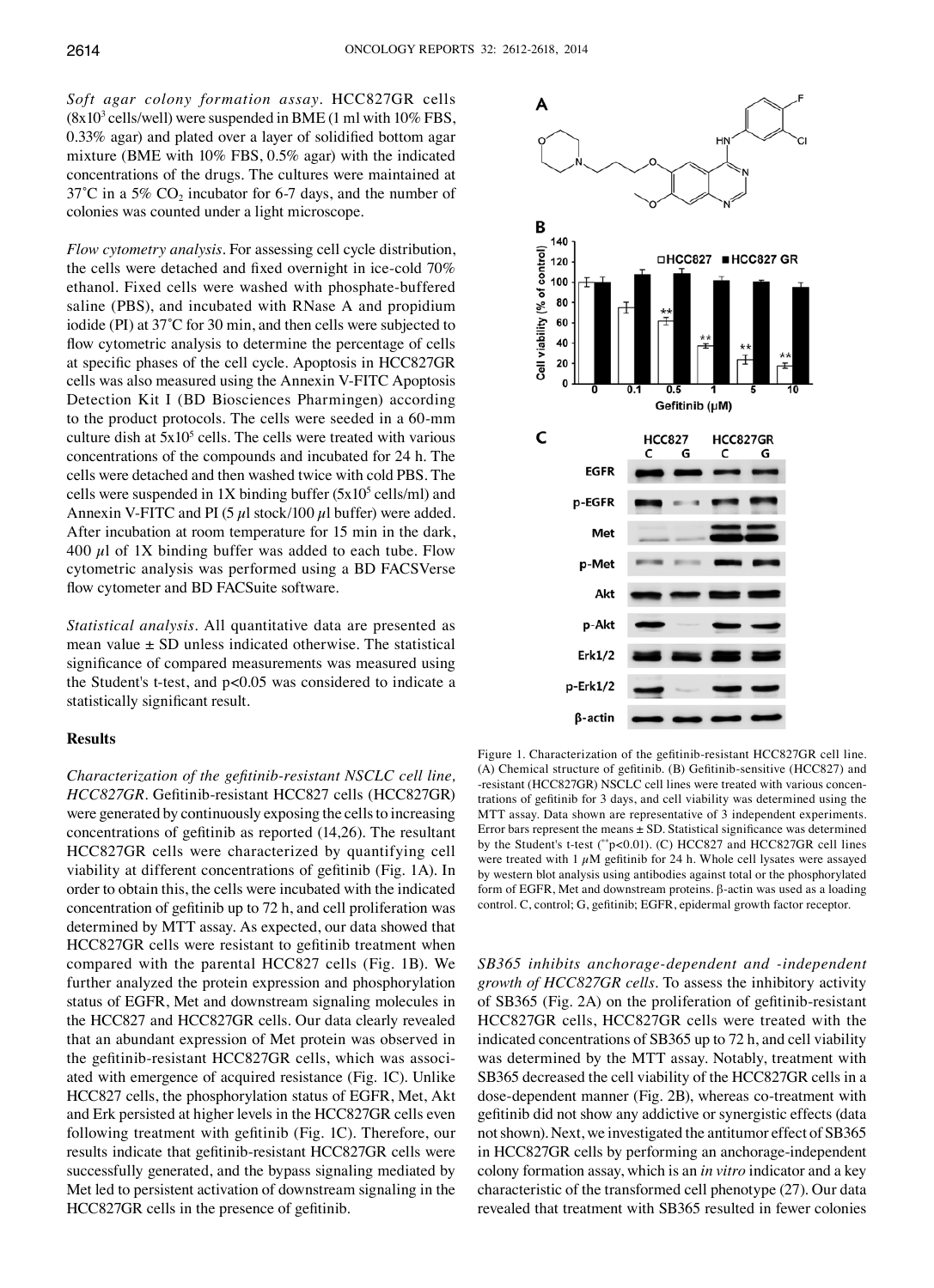*Soft agar colony formation assay*. HCC827GR cells ($8x10^3$ cells/well) were suspended in BME (1 ml with 10% FBS, 0.33% agar) and plated over a layer of solidified bottom agar mixture (BME with 10% FBS, 0.5% agar) with the indicated concentrations of the drugs. The cultures were maintained at 37˚C in a 5% $CO_2$ incubator for 6-7 days, and the number of colonies was counted under a light microscope.

*Flow cytometry analysis*. For assessing cell cycle distribution, the cells were detached and fixed overnight in ice-cold 70% ethanol. Fixed cells were washed with phosphate-buffered saline (PBS), and incubated with RNase A and propidium iodide (PI) at 37˚C for 30 min, and then cells were subjected to flow cytometric analysis to determine the percentage of cells at specific phases of the cell cycle. Apoptosis in HCC827GR cells was also measured using the Annexin V-FITC Apoptosis Detection Kit I (BD Biosciences Pharmingen) according to the product protocols. The cells were seeded in a 60-mm culture dish at $5x10^5$ cells. The cells were treated with various concentrations of the compounds and incubated for 24 h. The cells were detached and then washed twice with cold PBS. The cells were suspended in 1X binding buffer ($5x10^5$ cells/ml) and Annexin V-FITC and PI (5 $\mu$l stock/100 $\mu$l buffer) were added. After incubation at room temperature for 15 min in the dark, 400 $\mu$l of 1X binding buffer was added to each tube. Flow cytometric analysis was performed using a BD FACSVerse flow cytometer and BD FACSuite software.

*Statistical analysis*. All quantitative data are presented as mean value ± SD unless indicated otherwise. The statistical significance of compared measurements was measured using the Student's t-test, and $p<0.05$ was considered to indicate a statistically significant result.

## Results

*Characterization of the gefitinib-resistant NSCLC cell line, HCC827GR*. Gefitinib-resistant HCC827 cells (HCC827GR) were generated by continuously exposing the cells to increasing concentrations of gefitinib as reported (14,26). The resultant HCC827GR cells were characterized by quantifying cell viability at different concentrations of gefitinib (Fig. 1A). In order to obtain this, the cells were incubated with the indicated concentration of gefitinib up to 72 h, and cell proliferation was determined by MTT assay. As expected, our data showed that HCC827GR cells were resistant to gefitinib treatment when compared with the parental HCC827 cells (Fig. 1B). We further analyzed the protein expression and phosphorylation status of EGFR, Met and downstream signaling molecules in the HCC827 and HCC827GR cells. Our data clearly revealed that an abundant expression of Met protein was observed in the gefitinib-resistant HCC827GR cells, which was associated with emergence of acquired resistance (Fig. 1C). Unlike HCC827 cells, the phosphorylation status of EGFR, Met, Akt and Erk persisted at higher levels in the HCC827GR cells even following treatment with gefitinib (Fig. 1C). Therefore, our results indicate that gefitinib-resistant HCC827GR cells were successfully generated, and the bypass signaling mediated by Met led to persistent activation of downstream signaling in the HCC827GR cells in the presence of gefitinib.

Figure 1. Characterization of the gefitinib-resistant HCC827GR cell line. (A) Chemical structure of gefitinib. (B) Gefitinib-sensitive (HCC827) and -resistant (HCC827GR) NSCLC cell lines were treated with various concentrations of gefitinib for 3 days, and cell viability was determined using the MTT assay. Data shown are representative of 3 independent experiments. Error bars represent the means ± SD. Statistical significance was determined by the Student's t-test (**p<0.01). (C) HCC827 and HCC827GR cell lines were treated with 1 $\mu$M gefitinib for 24 h. Whole cell lysates were assayed by western blot analysis using antibodies against total or the phosphorylated form of EGFR, Met and downstream proteins. β-actin was used as a loading control. C, control; G, gefitinib; EGFR, epidermal growth factor receptor.

*SB365 inhibits anchorage-dependent and -independent growth of HCC827GR cells*. To assess the inhibitory activity of SB365 (Fig. 2A) on the proliferation of gefitinib-resistant HCC827GR cells, HCC827GR cells were treated with the indicated concentrations of SB365 up to 72 h, and cell viability was determined by the MTT assay. Notably, treatment with SB365 decreased the cell viability of the HCC827GR cells in a dose-dependent manner (Fig. 2B), whereas co-treatment with gefitinib did not show any addictive or synergistic effects (data not shown). Next, we investigated the antitumor effect of SB365 in HCC827GR cells by performing an anchorage-independent colony formation assay, which is an *in vitro* indicator and a key characteristic of the transformed cell phenotype (27). Our data revealed that treatment with SB365 resulted in fewer colonies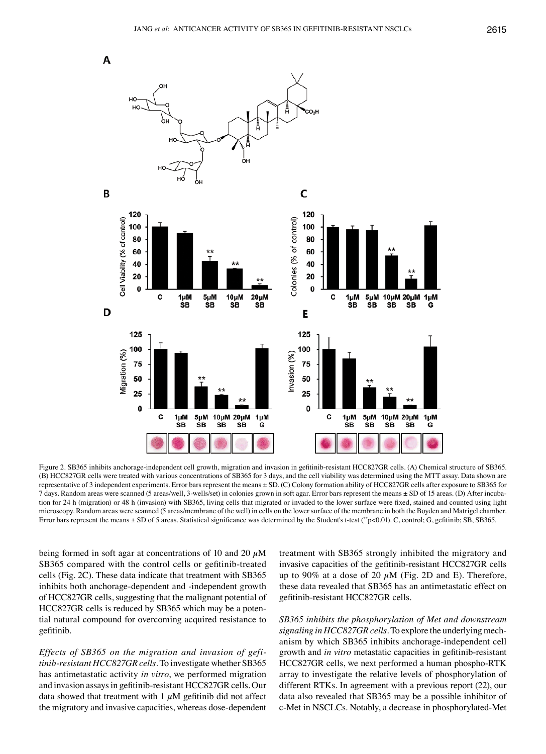Figure 2. SB365 inhibits anchorage-independent cell growth, migration and invasion in gefitinib-resistant HCC827GR cells. (A) Chemical structure of SB365. (B) HCC827GR cells were treated with various concentrations of SB365 for 3 days, and the cell viability was determined using the MTT assay. Data shown are representative of 3 independent experiments. Error bars represent the means ± SD. (C) Colony formation ability of HCC827GR cells after exposure to SB365 for 7 days. Random areas were scanned (5 areas/well, 3-wells/set) in colonies grown in soft agar. Error bars represent the means ± SD of 15 areas. (D) After incubation for 24 h (migration) or 48 h (invasion) with SB365, living cells that migrated or invaded to the lower surface were fixed, stained and counted using light microscopy. Random areas were scanned (5 areas/membrane of the well) in cells on the lower surface of the membrane in both the Boyden and Matrigel chamber. Error bars represent the means ± SD of 5 areas. Statistical significance was determined by the Student's t-test (**p<0.01). C, control; G, gefitinib; SB, SB365.

being formed in soft agar at concentrations of 10 and 20 $\mu$M SB365 compared with the control cells or gefitinib-treated cells (Fig. 2C). These data indicate that treatment with SB365 inhibits both anchorage-dependent and -independent growth of HCC827GR cells, suggesting that the malignant potential of HCC827GR cells is reduced by SB365 which may be a potential natural compound for overcoming acquired resistance to gefitinib.

*Effects of SB365 on the migration and invasion of gefitinib-resistant HCC827GR cells.* To investigate whether SB365 has antimetastatic activity *in vitro*, we performed migration and invasion assays in gefitinib-resistant HCC827GR cells. Our data showed that treatment with 1 $\mu$M gefitinib did not affect the migratory and invasive capacities, whereas dose-dependent treatment with SB365 strongly inhibited the migratory and invasive capacities of the gefitinib-resistant HCC827GR cells up to 90% at a dose of 20 $\mu$M (Fig. 2D and E). Therefore, these data revealed that SB365 has an antimetastatic effect on gefitinib-resistant HCC827GR cells.

*SB365 inhibits the phosphorylation of Met and downstream signaling in HCC827GR cells.* To explore the underlying mechanism by which SB365 inhibits anchorage-independent cell growth and *in vitro* metastatic capacities in gefitinib-resistant HCC827GR cells, we next performed a human phospho-RTK array to investigate the relative levels of phosphorylation of different RTKs. In agreement with a previous report (22), our data also revealed that SB365 may be a possible inhibitor of c-Met in NSCLCs. Notably, a decrease in phosphorylated-Met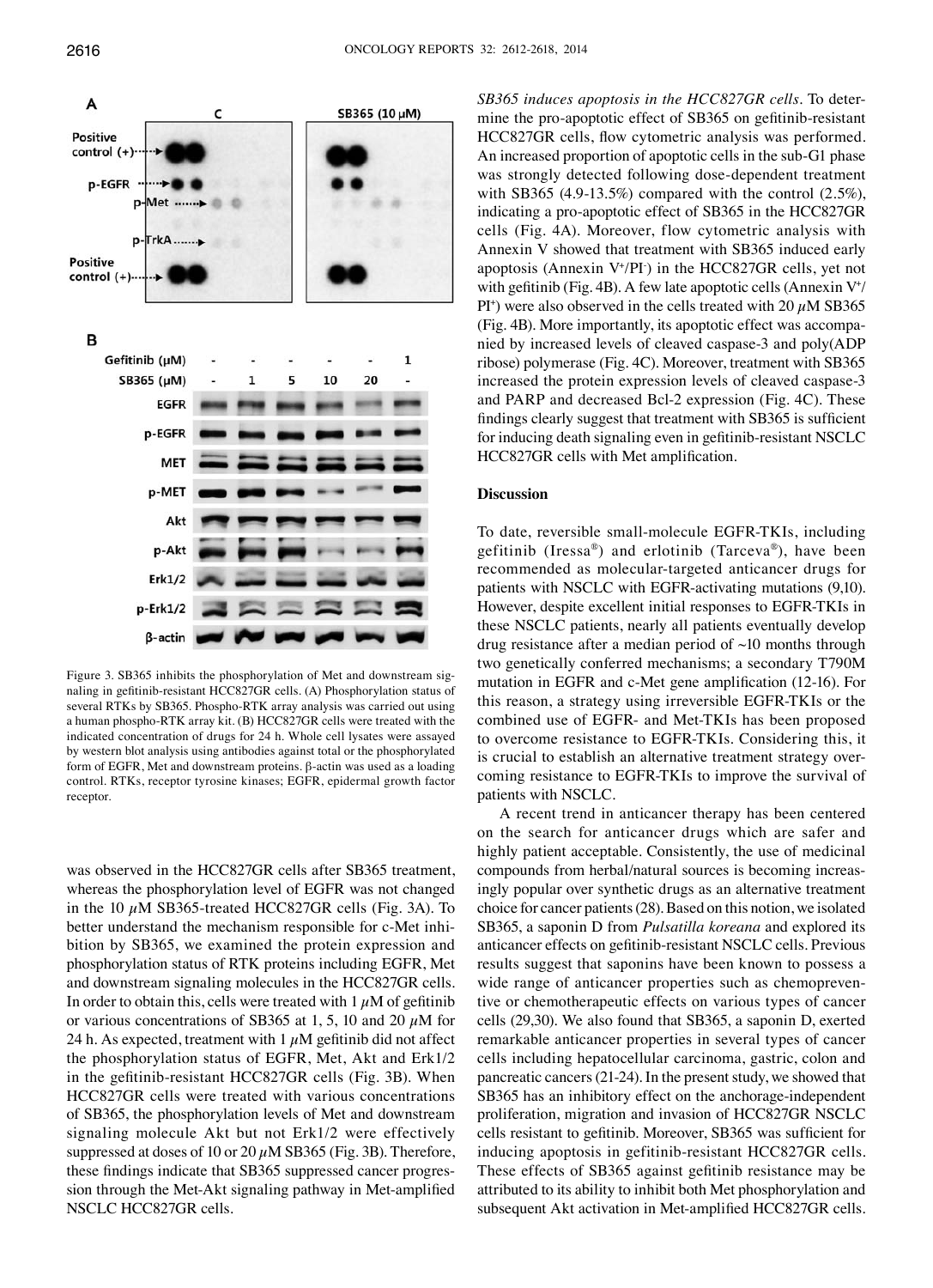Figure 3. SB365 inhibits the phosphorylation of Met and downstream signaling in gefitinib-resistant HCC827GR cells. (A) Phosphorylation status of several RTKs by SB365. Phospho-RTK array analysis was carried out using a human phospho-RTK array kit. (B) HCC827GR cells were treated with the indicated concentration of drugs for 24 h. Whole cell lysates were assayed by western blot analysis using antibodies against total or the phosphorylated form of EGFR, Met and downstream proteins. β-actin was used as a loading control. RTKs, receptor tyrosine kinases; EGFR, epidermal growth factor receptor.

was observed in the HCC827GR cells after SB365 treatment, whereas the phosphorylation level of EGFR was not changed in the 10 $\mu$M SB365-treated HCC827GR cells (Fig. 3A). To better understand the mechanism responsible for c-Met inhibition by SB365, we examined the protein expression and phosphorylation status of RTK proteins including EGFR, Met and downstream signaling molecules in the HCC827GR cells. In order to obtain this, cells were treated with 1 $\mu$M of gefitinib or various concentrations of SB365 at 1, 5, 10 and 20 $\mu$M for 24 h. As expected, treatment with 1 $\mu$M gefitinib did not affect the phosphorylation status of EGFR, Met, Akt and Erk1/2 in the gefitinib-resistant HCC827GR cells (Fig. 3B). When HCC827GR cells were treated with various concentrations of SB365, the phosphorylation levels of Met and downstream signaling molecule Akt but not Erk1/2 were effectively suppressed at doses of 10 or 20 $\mu$M SB365 (Fig. 3B). Therefore, these findings indicate that SB365 suppressed cancer progression through the Met-Akt signaling pathway in Met-amplified NSCLC HCC827GR cells.

*SB365 induces apoptosis in the HCC827GR cells.* To determine the pro-apoptotic effect of SB365 on gefitinib-resistant HCC827GR cells, flow cytometric analysis was performed. An increased proportion of apoptotic cells in the sub-G1 phase was strongly detected following dose-dependent treatment with SB365 (4.9-13.5%) compared with the control (2.5%), indicating a pro-apoptotic effect of SB365 in the HCC827GR cells (Fig. 4A). Moreover, flow cytometric analysis with Annexin V showed that treatment with SB365 induced early apoptosis (Annexin $V^+$/$PI^-$) in the HCC827GR cells, yet not with gefitinib (Fig. 4B). A few late apoptotic cells (Annexin $V^+$/$PI^+$) were also observed in the cells treated with 20 $\mu$M SB365 (Fig. 4B). More importantly, its apoptotic effect was accompanied by increased levels of cleaved caspase-3 and poly(ADP ribose) polymerase (Fig. 4C). Moreover, treatment with SB365 increased the protein expression levels of cleaved caspase-3 and PARP and decreased Bcl-2 expression (Fig. 4C). These findings clearly suggest that treatment with SB365 is sufficient for inducing death signaling even in gefitinib-resistant NSCLC HCC827GR cells with Met amplification.

## Discussion

To date, reversible small-molecule EGFR-TKIs, including gefitinib (Iressa®) and erlotinib (Tarceva®), have been recommended as molecular-targeted anticancer drugs for patients with NSCLC with EGFR-activating mutations (9,10). However, despite excellent initial responses to EGFR-TKIs in these NSCLC patients, nearly all patients eventually develop drug resistance after a median period of ~10 months through two genetically conferred mechanisms; a secondary T790M mutation in EGFR and c-Met gene amplification (12-16). For this reason, a strategy using irreversible EGFR-TKIs or the combined use of EGFR- and Met-TKIs has been proposed to overcome resistance to EGFR-TKIs. Considering this, it is crucial to establish an alternative treatment strategy overcoming resistance to EGFR-TKIs to improve the survival of patients with NSCLC.

A recent trend in anticancer therapy has been centered on the search for anticancer drugs which are safer and highly patient acceptable. Consistently, the use of medicinal compounds from herbal/natural sources is becoming increasingly popular over synthetic drugs as an alternative treatment choice for cancer patients (28). Based on this notion, we isolated SB365, a saponin D from *Pulsatilla koreana* and explored its anticancer effects on gefitinib-resistant NSCLC cells. Previous results suggest that saponins have been known to possess a wide range of anticancer properties such as chemopreventive or chemotherapeutic effects on various types of cancer cells (29,30). We also found that SB365, a saponin D, exerted remarkable anticancer properties in several types of cancer cells including hepatocellular carcinoma, gastric, colon and pancreatic cancers (21-24). In the present study, we showed that SB365 has an inhibitory effect on the anchorage-independent proliferation, migration and invasion of HCC827GR NSCLC cells resistant to gefitinib. Moreover, SB365 was sufficient for inducing apoptosis in gefitinib-resistant HCC827GR cells. These effects of SB365 against gefitinib resistance may be attributed to its ability to inhibit both Met phosphorylation and subsequent Akt activation in Met-amplified HCC827GR cells.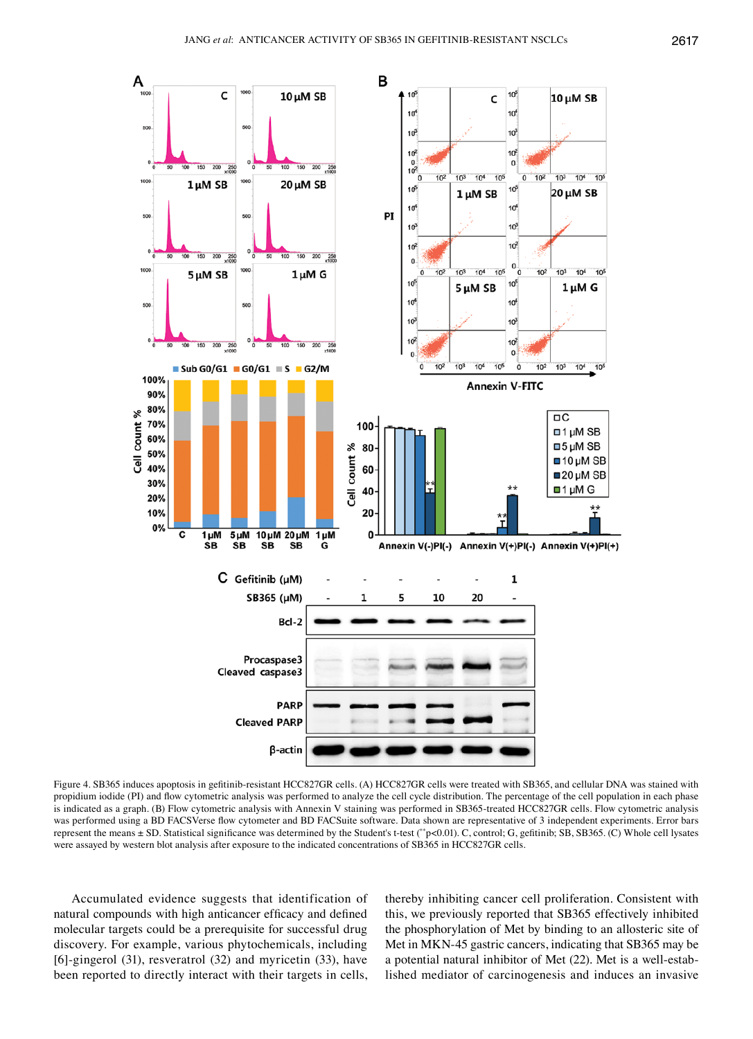Figure 4. SB365 induces apoptosis in gefitinib-resistant HCC827GR cells. (A) HCC827GR cells were treated with SB365, and cellular DNA was stained with propidium iodide (PI) and flow cytometric analysis was performed to analyze the cell cycle distribution. The percentage of the cell population in each phase is indicated as a graph. (B) Flow cytometric analysis with Annexin V staining was performed in SB365-treated HCC827GR cells. Flow cytometric analysis was performed using a BD FACSVerse flow cytometer and BD FACSuite software. Data shown are representative of 3 independent experiments. Error bars represent the means ± SD. Statistical significance was determined by the Student's t-test (**p<0.01). C, control; G, gefitinib; SB, SB365. (C) Whole cell lysates were assayed by western blot analysis after exposure to the indicated concentrations of SB365 in HCC827GR cells.

Accumulated evidence suggests that identification of natural compounds with high anticancer efficacy and defined molecular targets could be a prerequisite for successful drug discovery. For example, various phytochemicals, including [6]-gingerol (31), resveratrol (32) and myricetin (33), have been reported to directly interact with their targets in cells, thereby inhibiting cancer cell proliferation. Consistent with this, we previously reported that SB365 effectively inhibited the phosphorylation of Met by binding to an allosteric site of Met in MKN-45 gastric cancers, indicating that SB365 may be a potential natural inhibitor of Met (22). Met is a well-established mediator of carcinogenesis and induces an invasive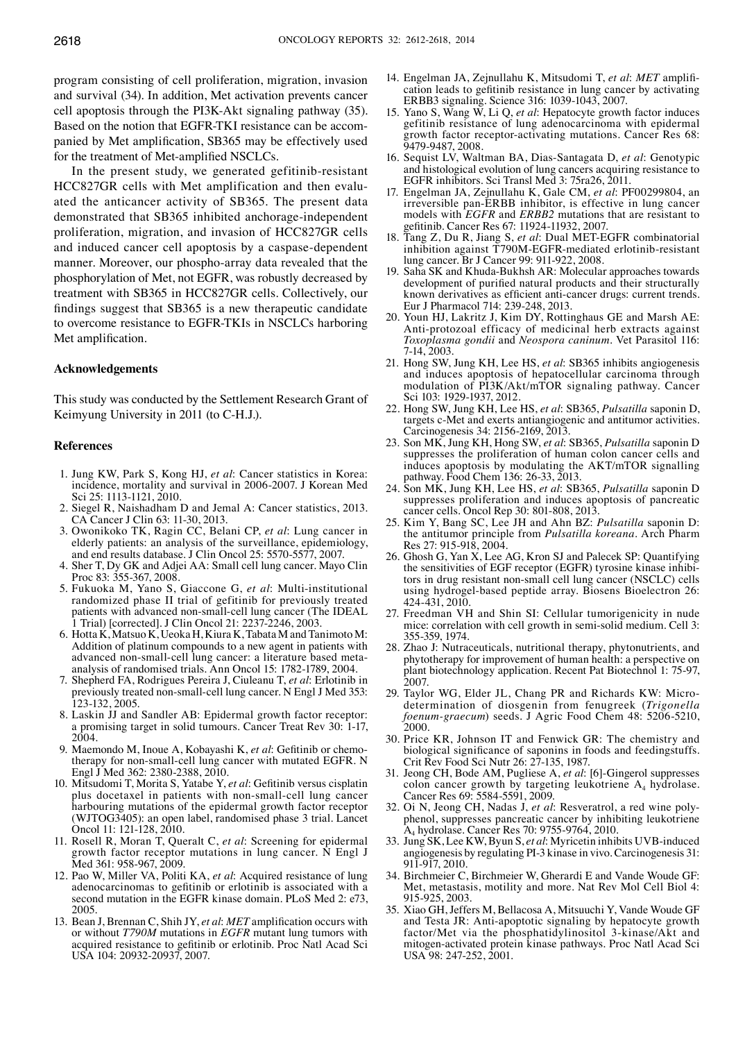program consisting of cell proliferation, migration, invasion and survival (34). In addition, Met activation prevents cancer cell apoptosis through the PI3K-Akt signaling pathway (35). Based on the notion that EGFR-TKI resistance can be accompanied by Met amplification, SB365 may be effectively used for the treatment of Met-amplified NSCLCs.

In the present study, we generated gefitinib-resistant HCC827GR cells with Met amplification and then evaluated the anticancer activity of SB365. The present data demonstrated that SB365 inhibited anchorage-independent proliferation, migration, and invasion of HCC827GR cells and induced cancer cell apoptosis by a caspase-dependent manner. Moreover, our phospho-array data revealed that the phosphorylation of Met, not EGFR, was robustly decreased by treatment with SB365 in HCC827GR cells. Collectively, our findings suggest that SB365 is a new therapeutic candidate to overcome resistance to EGFR-TKIs in NSCLCs harboring Met amplification.

## Acknowledgements

This study was conducted by the Settlement Research Grant of Keimyung University in 2011 (to C-H.J.).

## References

1. Jung KW, Park S, Kong HJ, *et al*: Cancer statistics in Korea: incidence, mortality and survival in 2006-2007. J Korean Med Sci 25: 1113-1121, 2010.
2. Siegel R, Naishadham D and Jemal A: Cancer statistics, 2013. CA Cancer J Clin 63: 11-30, 2013.
3. Owonikoko TK, Ragin CC, Belani CP, *et al*: Lung cancer in elderly patients: an analysis of the surveillance, epidemiology, and end results database. J Clin Oncol 25: 5570-5577, 2007.
4. Sher T, Dy GK and Adjei AA: Small cell lung cancer. Mayo Clin Proc 83: 355-367, 2008.
5. Fukuoka M, Yano S, Giaccone G, *et al*: Multi-institutional randomized phase II trial of gefitinib for previously treated patients with advanced non-small-cell lung cancer (The IDEAL 1 Trial) [corrected]. J Clin Oncol 21: 2237-2246, 2003.
6. Hotta K, Matsuo K, Ueoka H, Kiura K, Tabata M and Tanimoto M: Addition of platinum compounds to a new agent in patients with advanced non-small-cell lung cancer: a literature based meta-analysis of randomised trials. Ann Oncol 15: 1782-1789, 2004.
7. Shepherd FA, Rodrigues Pereira J, Ciuleanu T, *et al*: Erlotinib in previously treated non-small-cell lung cancer. N Engl J Med 353: 123-132, 2005.
8. Laskin JJ and Sandler AB: Epidermal growth factor receptor: a promising target in solid tumours. Cancer Treat Rev 30: 1-17, 2004.
9. Maemondo M, Inoue A, Kobayashi K, *et al*: Gefitinib or chemotherapy for non-small-cell lung cancer with mutated EGFR. N Engl J Med 362: 2380-2388, 2010.
10. Mitsudomi T, Morita S, Yatabe Y, *et al*: Gefitinib versus cisplatin plus docetaxel in patients with non-small-cell lung cancer harbouring mutations of the epidermal growth factor receptor (WJTOG3405): an open label, randomised phase 3 trial. Lancet Oncol 11: 121-128, 2010.
11. Rosell R, Moran T, Queralt C, *et al*: Screening for epidermal growth factor receptor mutations in lung cancer. N Engl J Med 361: 958-967, 2009.
12. Pao W, Miller VA, Politi KA, *et al*: Acquired resistance of lung adenocarcinomas to gefitinib or erlotinib is associated with a second mutation in the EGFR kinase domain. PLoS Med 2: e73, 2005.
13. Bean J, Brennan C, Shih JY, *et al*: *MET* amplification occurs with or without *T790M* mutations in *EGFR* mutant lung tumors with acquired resistance to gefitinib or erlotinib. Proc Natl Acad Sci USA 104: 20932-20937, 2007.
14. Engelman JA, Zejnullahu K, Mitsudomi T, *et al*: *MET* amplification leads to gefitinib resistance in lung cancer by activating ERBB3 signaling. Science 316: 1039-1043, 2007.
15. Yano S, Wang W, Li Q, *et al*: Hepatocyte growth factor induces gefitinib resistance of lung adenocarcinoma with epidermal growth factor receptor-activating mutations. Cancer Res 68: 9479-9487, 2008.
16. Sequist LV, Waltman BA, Dias-Santagata D, *et al*: Genotypic and histological evolution of lung cancers acquiring resistance to EGFR inhibitors. Sci Transl Med 3: 75ra26, 2011.
17. Engelman JA, Zejnullahu K, Gale CM, *et al*: PF00299804, an irreversible pan-ERBB inhibitor, is effective in lung cancer models with *EGFR* and *ERBB2* mutations that are resistant to gefitinib. Cancer Res 67: 11924-11932, 2007.
18. Tang Z, Du R, Jiang S, *et al*: Dual MET-EGFR combinatorial inhibition against T790M-EGFR-mediated erlotinib-resistant lung cancer. Br J Cancer 99: 911-922, 2008.
19. Saha SK and Khuda-Bukhsh AR: Molecular approaches towards development of purified natural products and their structurally known derivatives as efficient anti-cancer drugs: current trends. Eur J Pharmacol 714: 239-248, 2013.
20. Youn HJ, Lakritz J, Kim DY, Rottinghaus GE and Marsh AE: Anti-protozoal efficacy of medicinal herb extracts against *Toxoplasma gondii* and *Neospora caninum*. Vet Parasitol 116: 7-14, 2003.
21. Hong SW, Jung KH, Lee HS, *et al*: SB365 inhibits angiogenesis and induces apoptosis of hepatocellular carcinoma through modulation of PI3K/Akt/mTOR signaling pathway. Cancer Sci 103: 1929-1937, 2012.
22. Hong SW, Jung KH, Lee HS, *et al*: SB365, *Pulsatilla* saponin D, targets c-Met and exerts antiangiogenic and antitumor activities. Carcinogenesis 34: 2156-2169, 2013.
23. Son MK, Jung KH, Hong SW, *et al*: SB365, *Pulsatilla* saponin D suppresses the proliferation of human colon cancer cells and induces apoptosis by modulating the AKT/mTOR signalling pathway. Food Chem 136: 26-33, 2013.
24. Son MK, Jung KH, Lee HS, *et al*: SB365, *Pulsatilla* saponin D suppresses proliferation and induces apoptosis of pancreatic cancer cells. Oncol Rep 30: 801-808, 2013.
25. Kim Y, Bang SC, Lee JH and Ahn BZ: *Pulsatilla* saponin D: the antitumor principle from *Pulsatilla koreana*. Arch Pharm Res 27: 915-918, 2004.
26. Ghosh G, Yan X, Lee AG, Kron SJ and Palecek SP: Quantifying the sensitivities of EGF receptor (EGFR) tyrosine kinase inhibitors in drug resistant non-small cell lung cancer (NSCLC) cells using hydrogel-based peptide array. Biosens Bioelectron 26: 424-431, 2010.
27. Freedman VH and Shin SI: Cellular tumorigenicity in nude mice: correlation with cell growth in semi-solid medium. Cell 3: 355-359, 1974.
28. Zhao J: Nutraceuticals, nutritional therapy, phytonutrients, and phytotherapy for improvement of human health: a perspective on plant biotechnology application. Recent Pat Biotechnol 1: 75-97, 2007.
29. Taylor WG, Elder JL, Chang PR and Richards KW: Microdetermination of diosgenin from fenugreek (*Trigonella foenum-graecum*) seeds. J Agric Food Chem 48: 5206-5210, 2000.
30. Price KR, Johnson IT and Fenwick GR: The chemistry and biological significance of saponins in foods and feedingstuffs. Crit Rev Food Sci Nutr 26: 27-135, 1987.
31. Jeong CH, Bode AM, Pugliese A, *et al*: [6]-Gingerol suppresses colon cancer growth by targeting leukotriene $A_4$ hydrolase. Cancer Res 69: 5584-5591, 2009.
32. Oi N, Jeong CH, Nadas J, *et al*: Resveratrol, a red wine polyphenol, suppresses pancreatic cancer by inhibiting leukotriene $A_4$ hydrolase. Cancer Res 70: 9755-9764, 2010.
33. Jung SK, Lee KW, Byun S, *et al*: Myricetin inhibits UVB-induced angiogenesis by regulating PI-3 kinase in vivo. Carcinogenesis 31: 911-917, 2010.
34. Birchmeier C, Birchmeier W, Gherardi E and Vande Woude GF: Met, metastasis, motility and more. Nat Rev Mol Cell Biol 4: 915-925, 2003.
35. Xiao GH, Jeffers M, Bellacosa A, Mitsuuchi Y, Vande Woude GF and Testa JR: Anti-apoptotic signaling by hepatocyte growth factor/Met via the phosphatidylinositol 3-kinase/Akt and mitogen-activated protein kinase pathways. Proc Natl Acad Sci USA 98: 247-252, 2001.